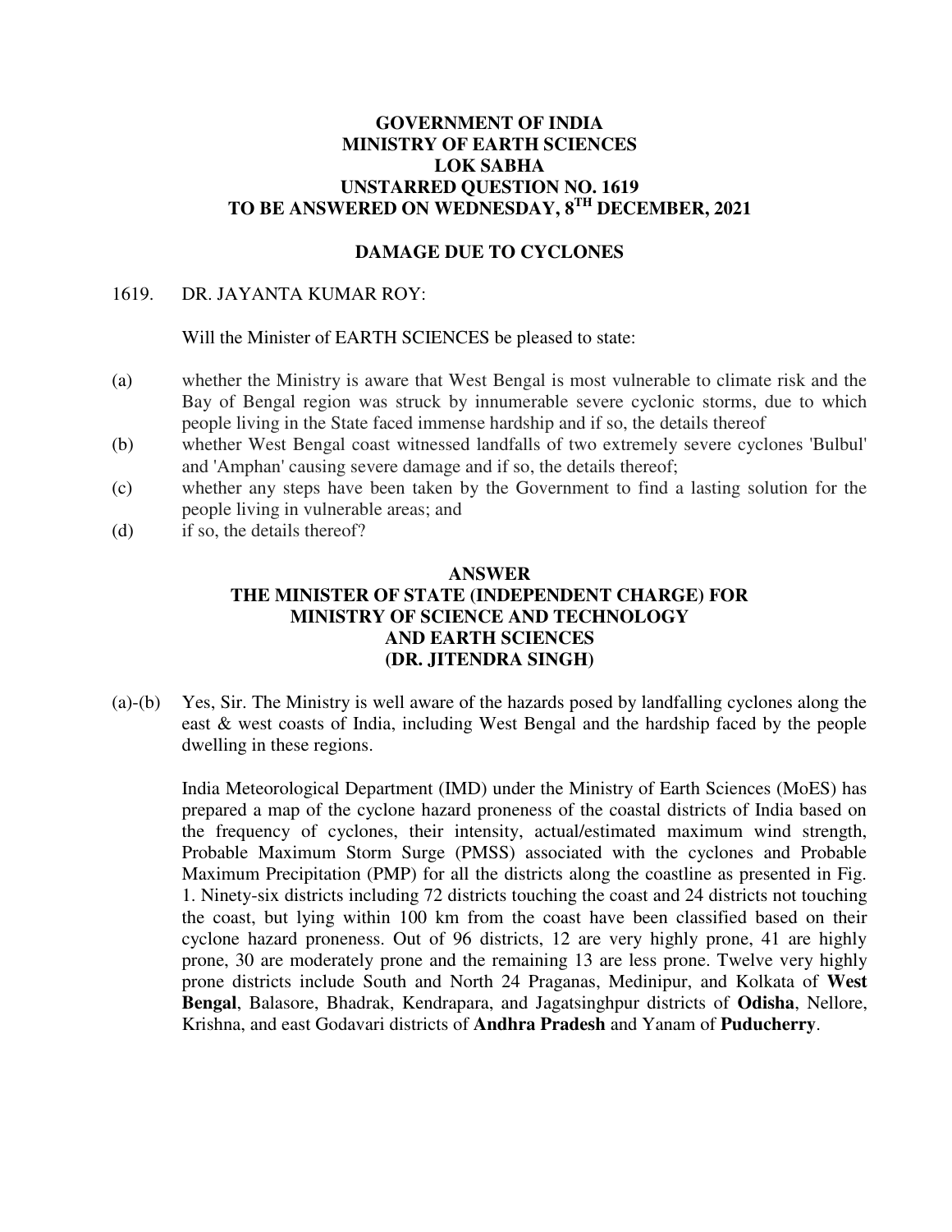**GOVERNMENT OF INDIA**
**MINISTRY OF EARTH SCIENCES**
**LOK SABHA**
**UNSTARRED QUESTION NO. 1619**
**TO BE ANSWERED ON WEDNESDAY, 8TH DECEMBER, 2021**

## DAMAGE DUE TO CYCLONES

1619. DR. JAYANTA KUMAR ROY:

Will the Minister of EARTH SCIENCES be pleased to state:

(a) whether the Ministry is aware that West Bengal is most vulnerable to climate risk and the Bay of Bengal region was struck by innumerable severe cyclonic storms, due to which people living in the State faced immense hardship and if so, the details thereof

(b) whether West Bengal coast witnessed landfalls of two extremely severe cyclones 'Bulbul' and 'Amphan' causing severe damage and if so, the details thereof;

(c) whether any steps have been taken by the Government to find a lasting solution for the people living in vulnerable areas; and

(d) if so, the details thereof?

**ANSWER**
**THE MINISTER OF STATE (INDEPENDENT CHARGE) FOR MINISTRY OF SCIENCE AND TECHNOLOGY AND EARTH SCIENCES**
**(DR. JITENDRA SINGH)**

(a)-(b) Yes, Sir. The Ministry is well aware of the hazards posed by landfalling cyclones along the east & west coasts of India, including West Bengal and the hardship faced by the people dwelling in these regions.

India Meteorological Department (IMD) under the Ministry of Earth Sciences (MoES) has prepared a map of the cyclone hazard proneness of the coastal districts of India based on the frequency of cyclones, their intensity, actual/estimated maximum wind strength, Probable Maximum Storm Surge (PMSS) associated with the cyclones and Probable Maximum Precipitation (PMP) for all the districts along the coastline as presented in Fig. 1. Ninety-six districts including 72 districts touching the coast and 24 districts not touching the coast, but lying within 100 km from the coast have been classified based on their cyclone hazard proneness. Out of 96 districts, 12 are very highly prone, 41 are highly prone, 30 are moderately prone and the remaining 13 are less prone. Twelve very highly prone districts include South and North 24 Praganas, Medinipur, and Kolkata of **West Bengal**, Balasore, Bhadrak, Kendrapara, and Jagatsinghpur districts of **Odisha**, Nellore, Krishna, and east Godavari districts of **Andhra Pradesh** and Yanam of **Puducherry**.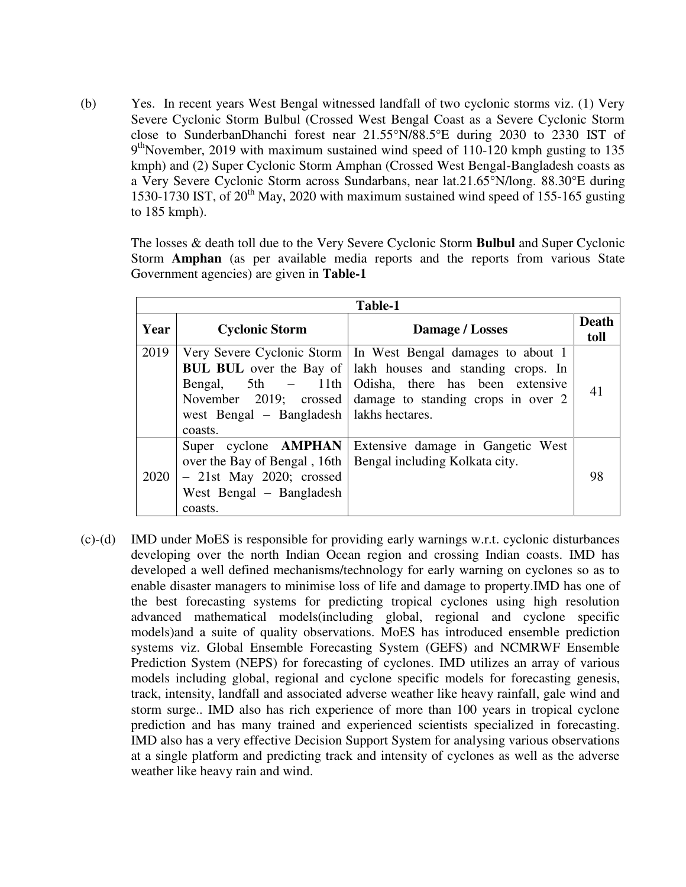(b) Yes. In recent years West Bengal witnessed landfall of two cyclonic storms viz. (1) Very Severe Cyclonic Storm Bulbul (Crossed West Bengal Coast as a Severe Cyclonic Storm close to SunderbanDhanchi forest near 21.55°N/88.5°E during 2030 to 2330 IST of 9th November, 2019 with maximum sustained wind speed of 110-120 kmph gusting to 135 kmph) and (2) Super Cyclonic Storm Amphan (Crossed West Bengal-Bangladesh coasts as a Very Severe Cyclonic Storm across Sundarbans, near lat.21.65°N/long. 88.30°E during 1530-1730 IST, of 20th May, 2020 with maximum sustained wind speed of 155-165 gusting to 185 kmph).

The losses & death toll due to the Very Severe Cyclonic Storm **Bulbul** and Super Cyclonic Storm **Amphan** (as per available media reports and the reports from various State Government agencies) are given in **Table-1**

| **Table-1** | | | |
|---|---|---|---|
| **Year** | **Cyclonic Storm** | **Damage / Losses** | **Death toll** |
| 2019 | Very Severe Cyclonic Storm **BUL BUL** over the Bay of Bengal, 5th – 11th November 2019; crossed west Bengal – Bangladesh coasts. | In West Bengal damages to about 1 lakh houses and standing crops. In Odisha, there has been extensive damage to standing crops in over 2 lakhs hectares. | 41 |
| 2020 | Super cyclone **AMPHAN** over the Bay of Bengal , 16th – 21st May 2020; crossed West Bengal – Bangladesh coasts. | Extensive damage in Gangetic West Bengal including Kolkata city. | 98 |

(c)-(d) IMD under MoES is responsible for providing early warnings w.r.t. cyclonic disturbances developing over the north Indian Ocean region and crossing Indian coasts. IMD has developed a well defined mechanisms/technology for early warning on cyclones so as to enable disaster managers to minimise loss of life and damage to property.IMD has one of the best forecasting systems for predicting tropical cyclones using high resolution advanced mathematical models(including global, regional and cyclone specific models)and a suite of quality observations. MoES has introduced ensemble prediction systems viz. Global Ensemble Forecasting System (GEFS) and NCMRWF Ensemble Prediction System (NEPS) for forecasting of cyclones. IMD utilizes an array of various models including global, regional and cyclone specific models for forecasting genesis, track, intensity, landfall and associated adverse weather like heavy rainfall, gale wind and storm surge.. IMD also has rich experience of more than 100 years in tropical cyclone prediction and has many trained and experienced scientists specialized in forecasting. IMD also has a very effective Decision Support System for analysing various observations at a single platform and predicting track and intensity of cyclones as well as the adverse weather like heavy rain and wind.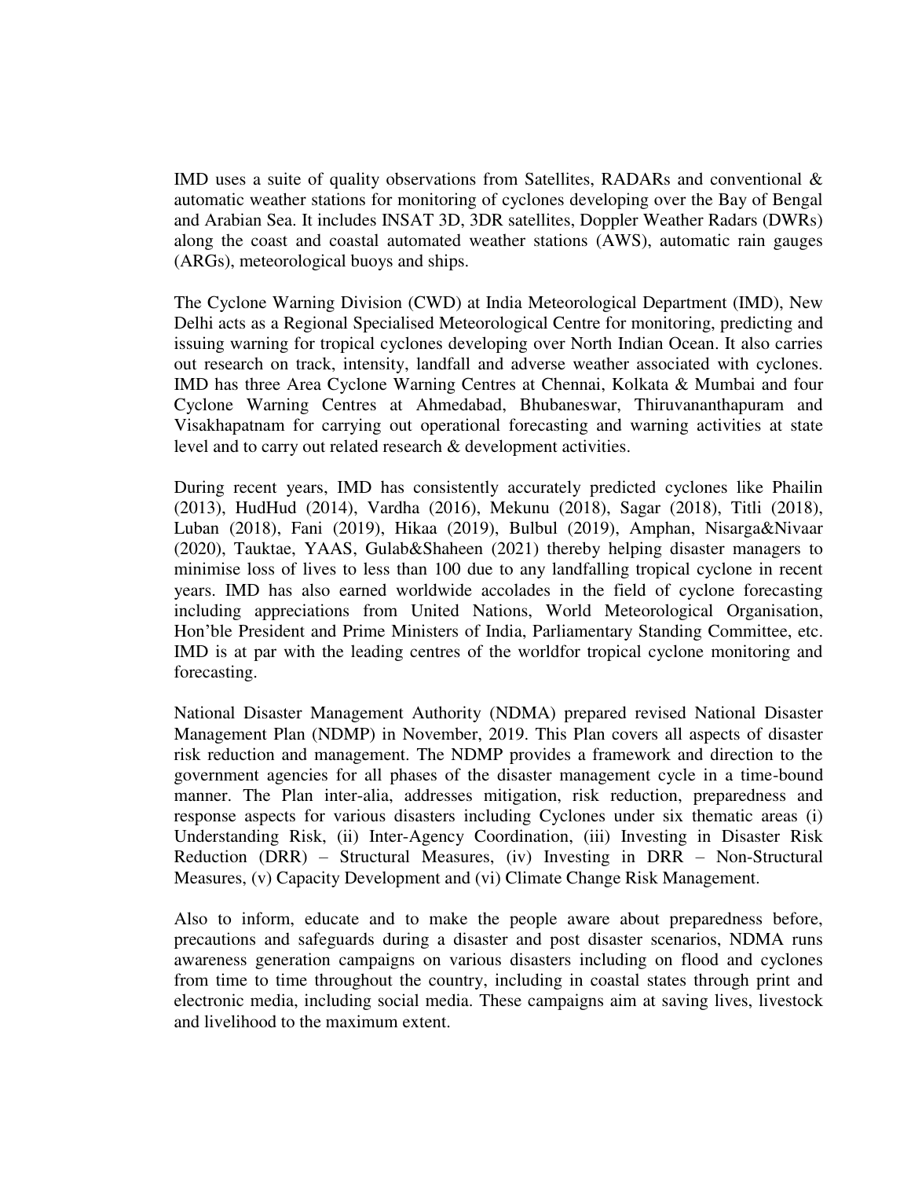IMD uses a suite of quality observations from Satellites, RADARs and conventional & automatic weather stations for monitoring of cyclones developing over the Bay of Bengal and Arabian Sea. It includes INSAT 3D, 3DR satellites, Doppler Weather Radars (DWRs) along the coast and coastal automated weather stations (AWS), automatic rain gauges (ARGs), meteorological buoys and ships.

The Cyclone Warning Division (CWD) at India Meteorological Department (IMD), New Delhi acts as a Regional Specialised Meteorological Centre for monitoring, predicting and issuing warning for tropical cyclones developing over North Indian Ocean. It also carries out research on track, intensity, landfall and adverse weather associated with cyclones. IMD has three Area Cyclone Warning Centres at Chennai, Kolkata & Mumbai and four Cyclone Warning Centres at Ahmedabad, Bhubaneswar, Thiruvananthapuram and Visakhapatnam for carrying out operational forecasting and warning activities at state level and to carry out related research & development activities.

During recent years, IMD has consistently accurately predicted cyclones like Phailin (2013), HudHud (2014), Vardha (2016), Mekunu (2018), Sagar (2018), Titli (2018), Luban (2018), Fani (2019), Hikaa (2019), Bulbul (2019), Amphan, Nisarga&Nivaar (2020), Tauktae, YAAS, Gulab&Shaheen (2021) thereby helping disaster managers to minimise loss of lives to less than 100 due to any landfalling tropical cyclone in recent years. IMD has also earned worldwide accolades in the field of cyclone forecasting including appreciations from United Nations, World Meteorological Organisation, Hon'ble President and Prime Ministers of India, Parliamentary Standing Committee, etc. IMD is at par with the leading centres of the worldfor tropical cyclone monitoring and forecasting.

National Disaster Management Authority (NDMA) prepared revised National Disaster Management Plan (NDMP) in November, 2019. This Plan covers all aspects of disaster risk reduction and management. The NDMP provides a framework and direction to the government agencies for all phases of the disaster management cycle in a time-bound manner. The Plan inter-alia, addresses mitigation, risk reduction, preparedness and response aspects for various disasters including Cyclones under six thematic areas (i) Understanding Risk, (ii) Inter-Agency Coordination, (iii) Investing in Disaster Risk Reduction (DRR) – Structural Measures, (iv) Investing in DRR – Non-Structural Measures, (v) Capacity Development and (vi) Climate Change Risk Management.

Also to inform, educate and to make the people aware about preparedness before, precautions and safeguards during a disaster and post disaster scenarios, NDMA runs awareness generation campaigns on various disasters including on flood and cyclones from time to time throughout the country, including in coastal states through print and electronic media, including social media. These campaigns aim at saving lives, livestock and livelihood to the maximum extent.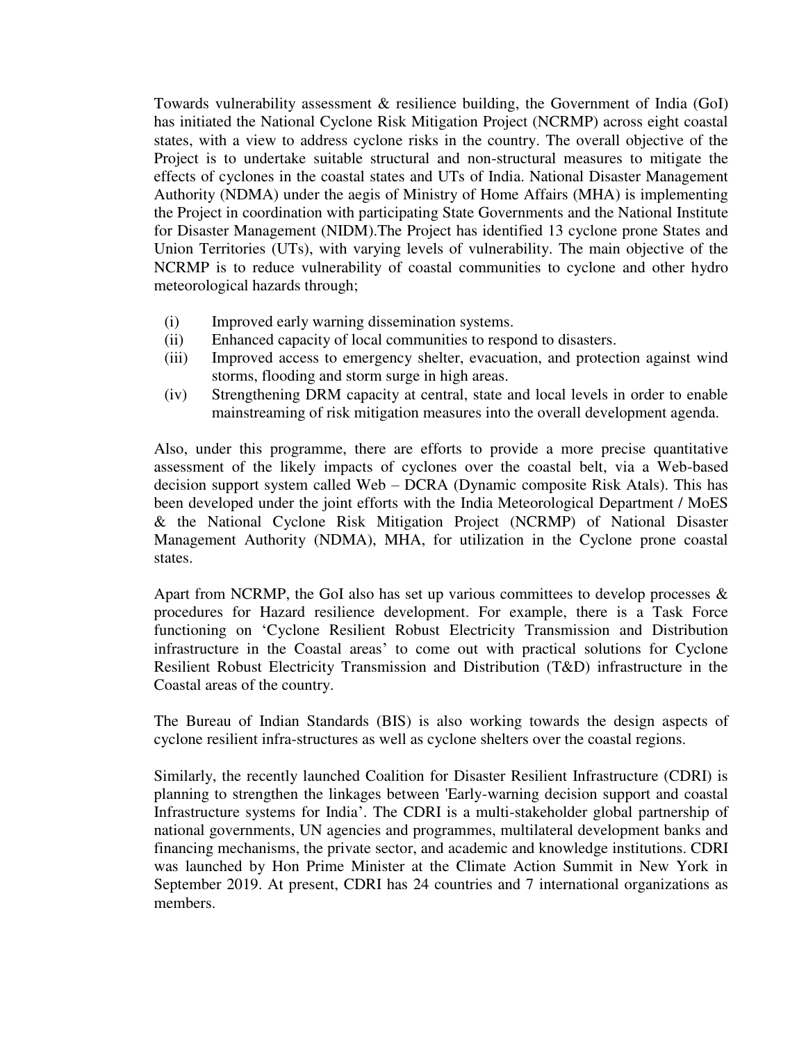Towards vulnerability assessment & resilience building, the Government of India (GoI) has initiated the National Cyclone Risk Mitigation Project (NCRMP) across eight coastal states, with a view to address cyclone risks in the country. The overall objective of the Project is to undertake suitable structural and non-structural measures to mitigate the effects of cyclones in the coastal states and UTs of India. National Disaster Management Authority (NDMA) under the aegis of Ministry of Home Affairs (MHA) is implementing the Project in coordination with participating State Governments and the National Institute for Disaster Management (NIDM).The Project has identified 13 cyclone prone States and Union Territories (UTs), with varying levels of vulnerability. The main objective of the NCRMP is to reduce vulnerability of coastal communities to cyclone and other hydro meteorological hazards through;

(i) Improved early warning dissemination systems.
(ii) Enhanced capacity of local communities to respond to disasters.
(iii) Improved access to emergency shelter, evacuation, and protection against wind storms, flooding and storm surge in high areas.
(iv) Strengthening DRM capacity at central, state and local levels in order to enable mainstreaming of risk mitigation measures into the overall development agenda.

Also, under this programme, there are efforts to provide a more precise quantitative assessment of the likely impacts of cyclones over the coastal belt, via a Web-based decision support system called Web – DCRA (Dynamic composite Risk Atals). This has been developed under the joint efforts with the India Meteorological Department / MoES & the National Cyclone Risk Mitigation Project (NCRMP) of National Disaster Management Authority (NDMA), MHA, for utilization in the Cyclone prone coastal states.

Apart from NCRMP, the GoI also has set up various committees to develop processes & procedures for Hazard resilience development. For example, there is a Task Force functioning on 'Cyclone Resilient Robust Electricity Transmission and Distribution infrastructure in the Coastal areas' to come out with practical solutions for Cyclone Resilient Robust Electricity Transmission and Distribution (T&D) infrastructure in the Coastal areas of the country.

The Bureau of Indian Standards (BIS) is also working towards the design aspects of cyclone resilient infra-structures as well as cyclone shelters over the coastal regions.

Similarly, the recently launched Coalition for Disaster Resilient Infrastructure (CDRI) is planning to strengthen the linkages between 'Early-warning decision support and coastal Infrastructure systems for India'. The CDRI is a multi-stakeholder global partnership of national governments, UN agencies and programmes, multilateral development banks and financing mechanisms, the private sector, and academic and knowledge institutions. CDRI was launched by Hon Prime Minister at the Climate Action Summit in New York in September 2019. At present, CDRI has 24 countries and 7 international organizations as members.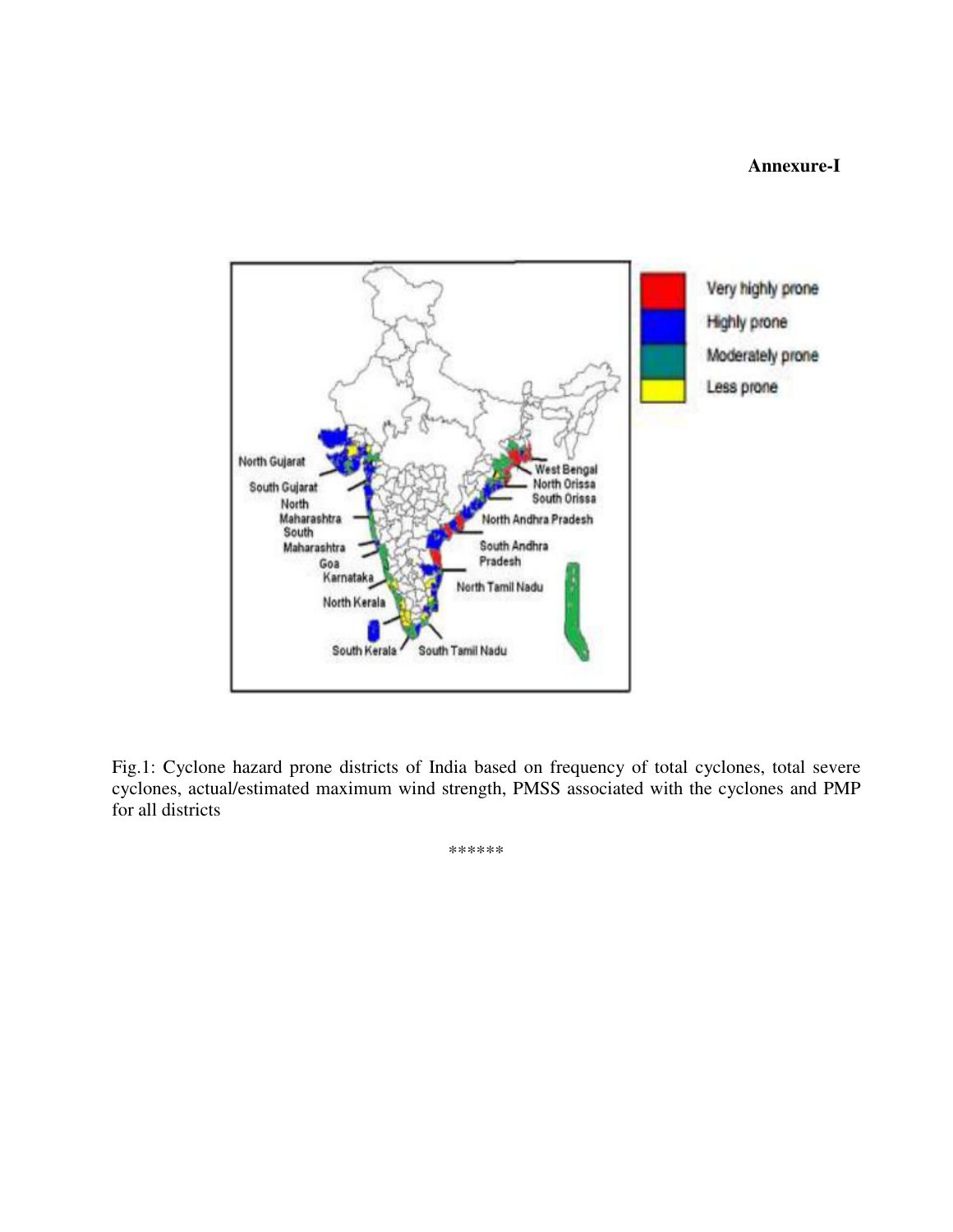**Annexure-I**

Very highly prone

Highly prone

Moderately prone

Less prone

North Gujarat

South Gujarat

North Maharashtra

South Maharashtra

Goa

Karnataka

North Kerala

South Kerala

South Tamil Nadu

West Bengal

North Orissa

South Orissa

North Andhra Pradesh

South Andhra Pradesh

North Tamil Nadu

Fig.1: Cyclone hazard prone districts of India based on frequency of total cyclones, total severe cyclones, actual/estimated maximum wind strength, PMSS associated with the cyclones and PMP for all districts

******